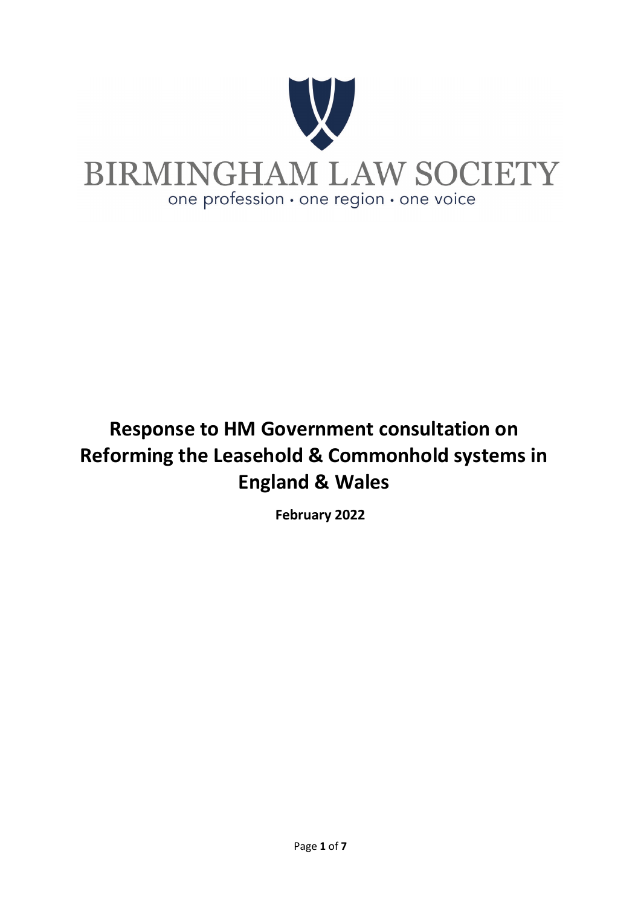BIRMINGHAM LAW SOCIETY

one profession • one region • one voice

# Response to HM Government consultation on Reforming the Leasehold & Commonhold systems in England & Wales

**February 2022**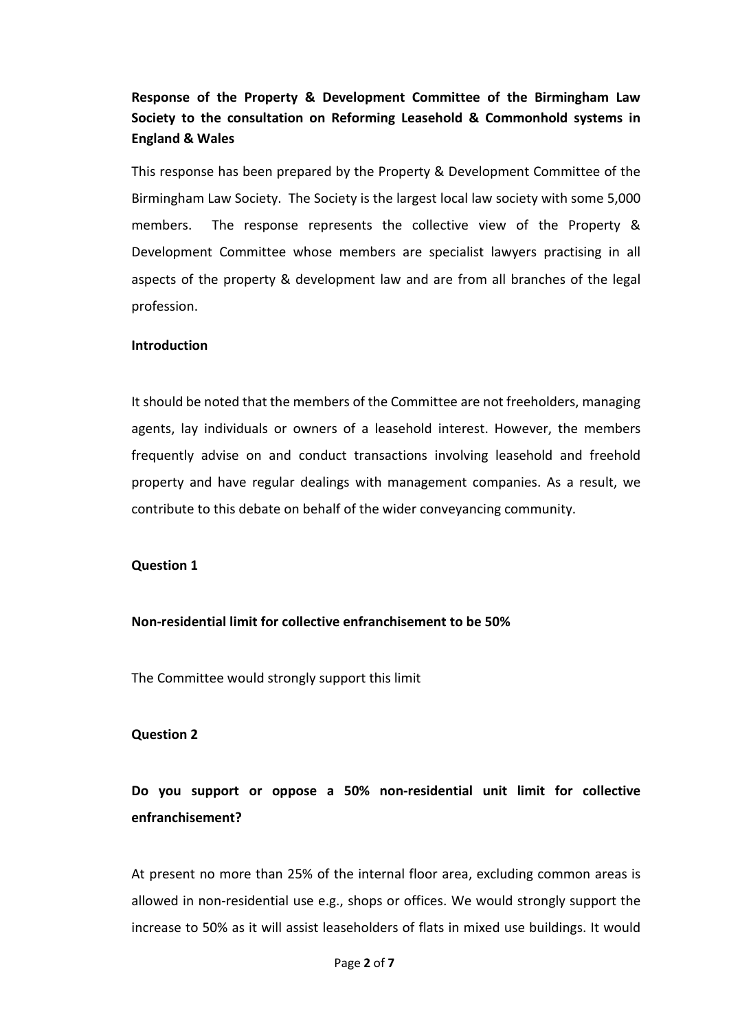**Response of the Property & Development Committee of the Birmingham Law Society to the consultation on Reforming Leasehold & Commonhold systems in England & Wales**

This response has been prepared by the Property & Development Committee of the Birmingham Law Society. The Society is the largest local law society with some 5,000 members. The response represents the collective view of the Property & Development Committee whose members are specialist lawyers practising in all aspects of the property & development law and are from all branches of the legal profession.

**Introduction**

It should be noted that the members of the Committee are not freeholders, managing agents, lay individuals or owners of a leasehold interest. However, the members frequently advise on and conduct transactions involving leasehold and freehold property and have regular dealings with management companies. As a result, we contribute to this debate on behalf of the wider conveyancing community.

**Question 1**

**Non-residential limit for collective enfranchisement to be 50%**

The Committee would strongly support this limit

**Question 2**

**Do you support or oppose a 50% non-residential unit limit for collective enfranchisement?**

At present no more than 25% of the internal floor area, excluding common areas is allowed in non-residential use e.g., shops or offices. We would strongly support the increase to 50% as it will assist leaseholders of flats in mixed use buildings. It would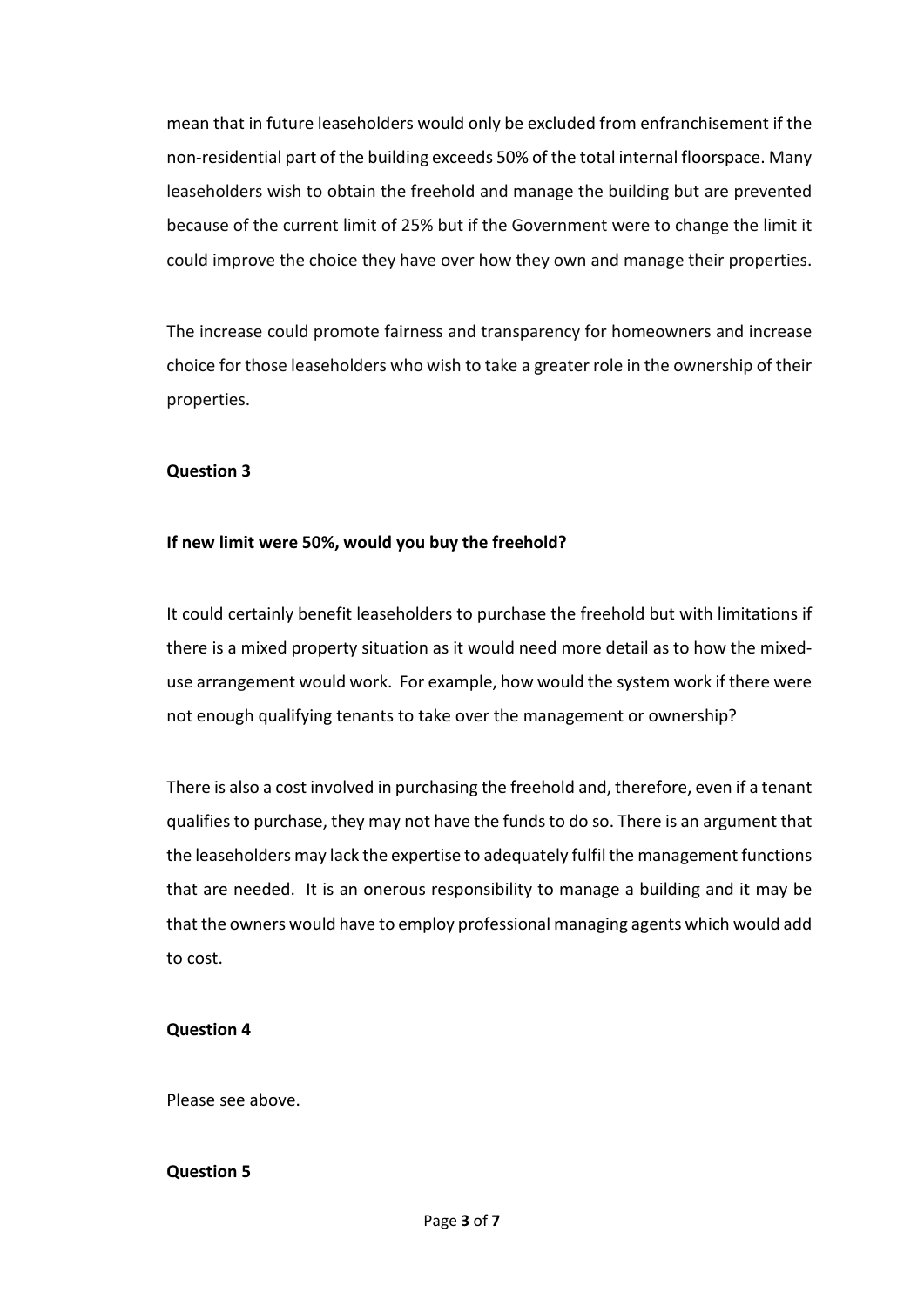mean that in future leaseholders would only be excluded from enfranchisement if the non-residential part of the building exceeds 50% of the total internal floorspace. Many leaseholders wish to obtain the freehold and manage the building but are prevented because of the current limit of 25% but if the Government were to change the limit it could improve the choice they have over how they own and manage their properties.

The increase could promote fairness and transparency for homeowners and increase choice for those leaseholders who wish to take a greater role in the ownership of their properties.

**Question 3**

**If new limit were 50%, would you buy the freehold?**

It could certainly benefit leaseholders to purchase the freehold but with limitations if there is a mixed property situation as it would need more detail as to how the mixed-use arrangement would work. For example, how would the system work if there were not enough qualifying tenants to take over the management or ownership?

There is also a cost involved in purchasing the freehold and, therefore, even if a tenant qualifies to purchase, they may not have the funds to do so. There is an argument that the leaseholders may lack the expertise to adequately fulfil the management functions that are needed. It is an onerous responsibility to manage a building and it may be that the owners would have to employ professional managing agents which would add to cost.

**Question 4**

Please see above.

**Question 5**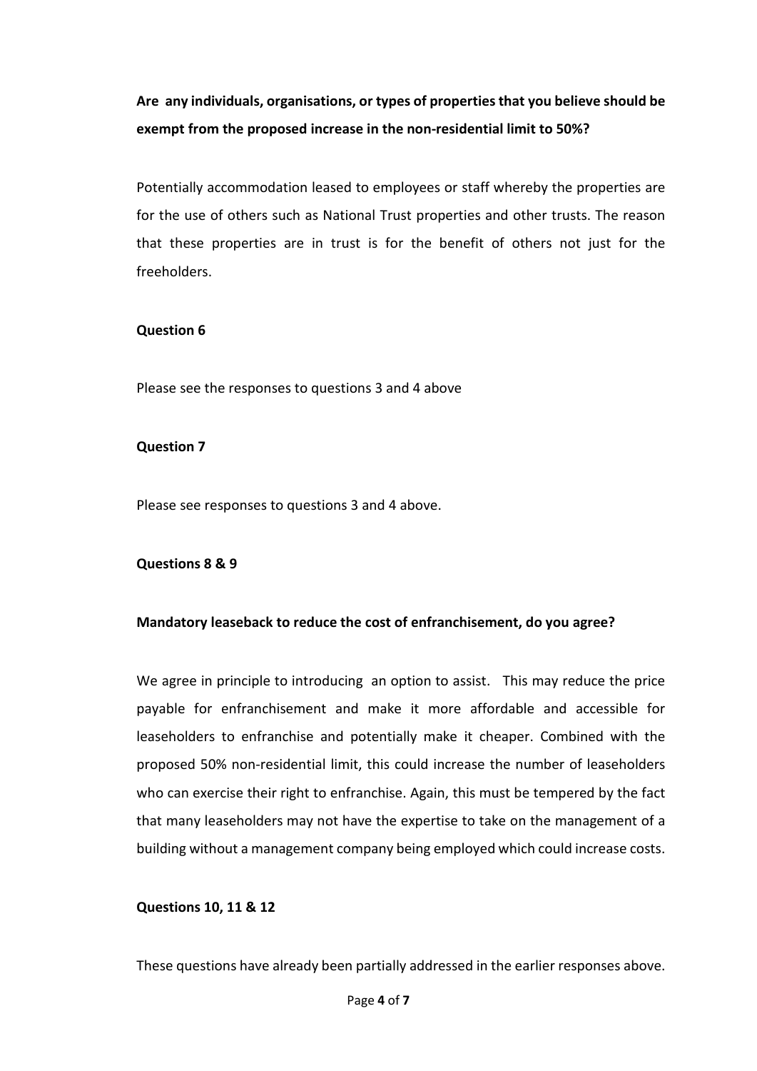**Are any individuals, organisations, or types of properties that you believe should be exempt from the proposed increase in the non-residential limit to 50%?**

Potentially accommodation leased to employees or staff whereby the properties are for the use of others such as National Trust properties and other trusts. The reason that these properties are in trust is for the benefit of others not just for the freeholders.

**Question 6**

Please see the responses to questions 3 and 4 above

**Question 7**

Please see responses to questions 3 and 4 above.

**Questions 8 & 9**

**Mandatory leaseback to reduce the cost of enfranchisement, do you agree?**

We agree in principle to introducing an option to assist. This may reduce the price payable for enfranchisement and make it more affordable and accessible for leaseholders to enfranchise and potentially make it cheaper. Combined with the proposed 50% non-residential limit, this could increase the number of leaseholders who can exercise their right to enfranchise. Again, this must be tempered by the fact that many leaseholders may not have the expertise to take on the management of a building without a management company being employed which could increase costs.

**Questions 10, 11 & 12**

These questions have already been partially addressed in the earlier responses above.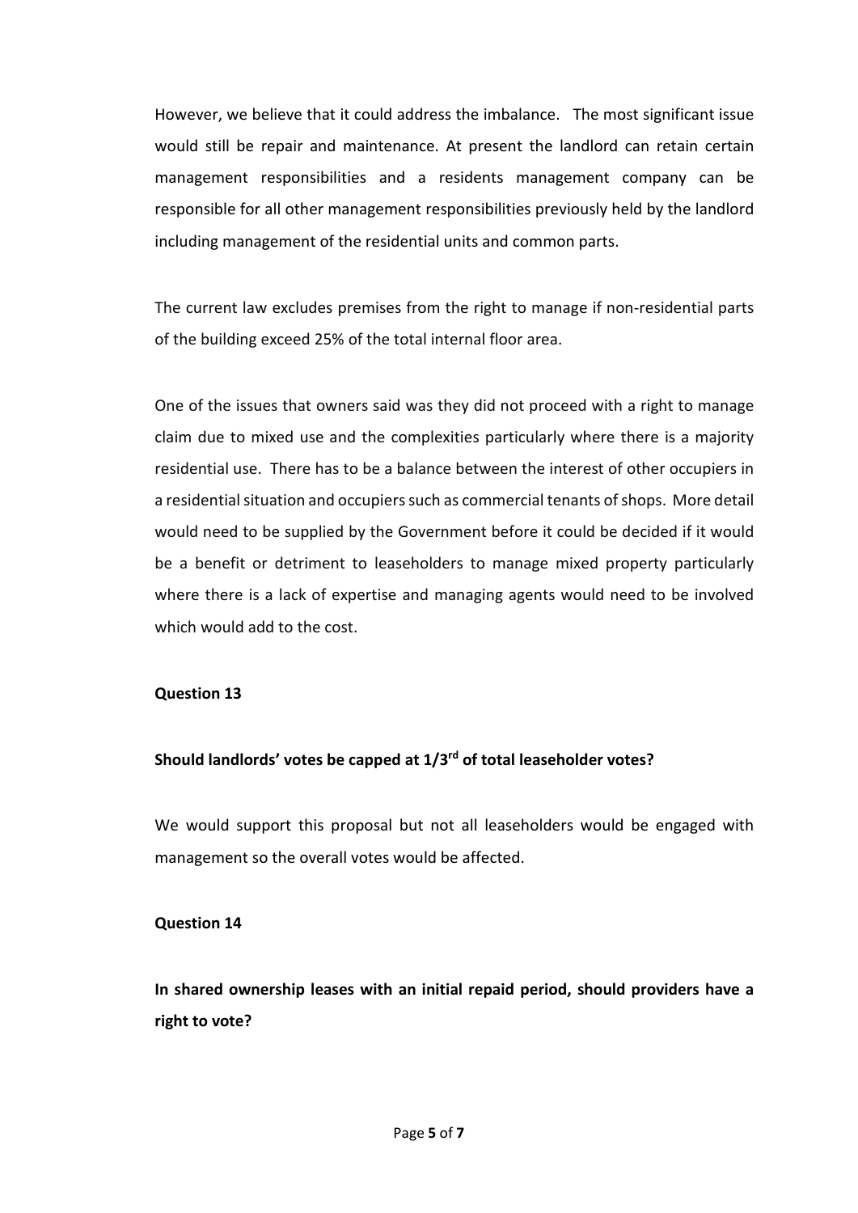However, we believe that it could address the imbalance. The most significant issue would still be repair and maintenance. At present the landlord can retain certain management responsibilities and a residents management company can be responsible for all other management responsibilities previously held by the landlord including management of the residential units and common parts.

The current law excludes premises from the right to manage if non-residential parts of the building exceed 25% of the total internal floor area.

One of the issues that owners said was they did not proceed with a right to manage claim due to mixed use and the complexities particularly where there is a majority residential use. There has to be a balance between the interest of other occupiers in a residential situation and occupiers such as commercial tenants of shops. More detail would need to be supplied by the Government before it could be decided if it would be a benefit or detriment to leaseholders to manage mixed property particularly where there is a lack of expertise and managing agents would need to be involved which would add to the cost.

**Question 13**

**Should landlords' votes be capped at 1/3rd of total leaseholder votes?**

We would support this proposal but not all leaseholders would be engaged with management so the overall votes would be affected.

**Question 14**

**In shared ownership leases with an initial repaid period, should providers have a right to vote?**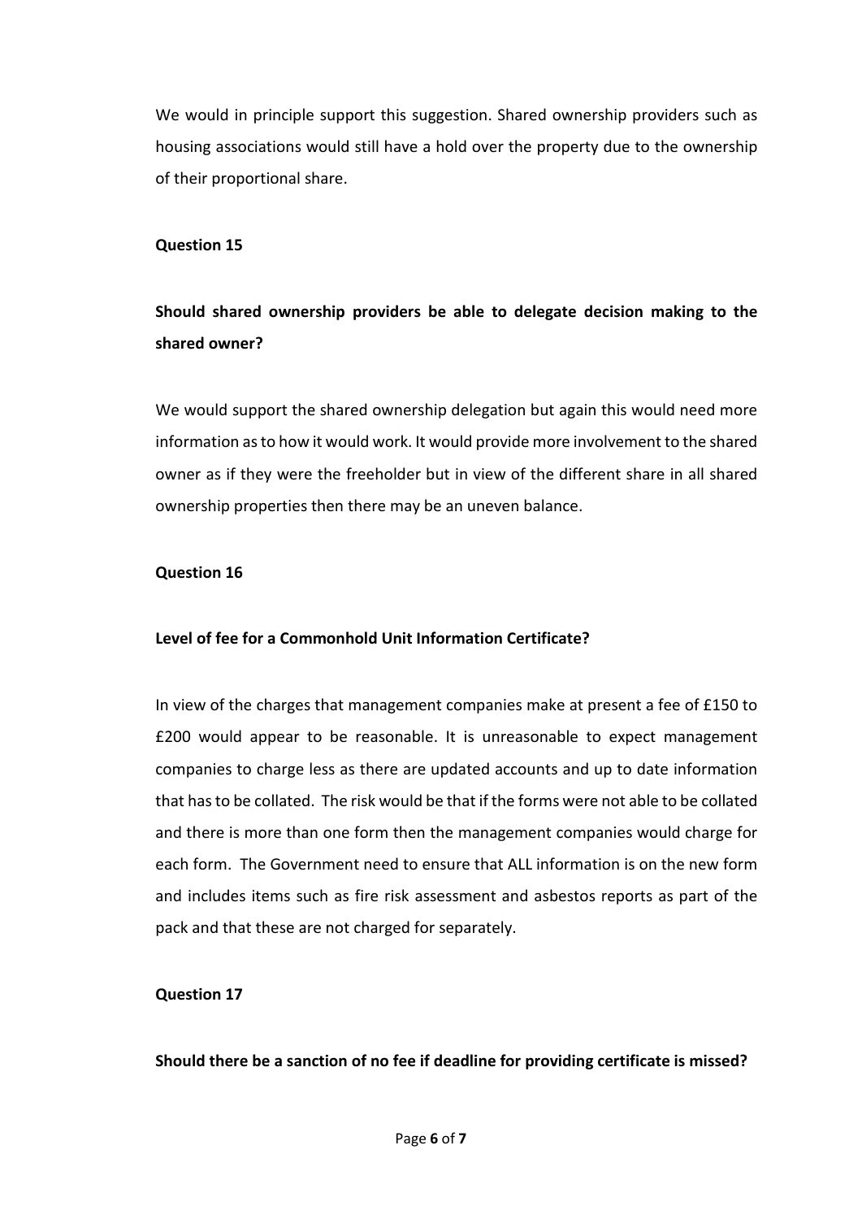We would in principle support this suggestion. Shared ownership providers such as housing associations would still have a hold over the property due to the ownership of their proportional share.

**Question 15**

**Should shared ownership providers be able to delegate decision making to the shared owner?**

We would support the shared ownership delegation but again this would need more information as to how it would work. It would provide more involvement to the shared owner as if they were the freeholder but in view of the different share in all shared ownership properties then there may be an uneven balance.

**Question 16**

**Level of fee for a Commonhold Unit Information Certificate?**

In view of the charges that management companies make at present a fee of £150 to £200 would appear to be reasonable. It is unreasonable to expect management companies to charge less as there are updated accounts and up to date information that has to be collated. The risk would be that if the forms were not able to be collated and there is more than one form then the management companies would charge for each form. The Government need to ensure that ALL information is on the new form and includes items such as fire risk assessment and asbestos reports as part of the pack and that these are not charged for separately.

**Question 17**

**Should there be a sanction of no fee if deadline for providing certificate is missed?**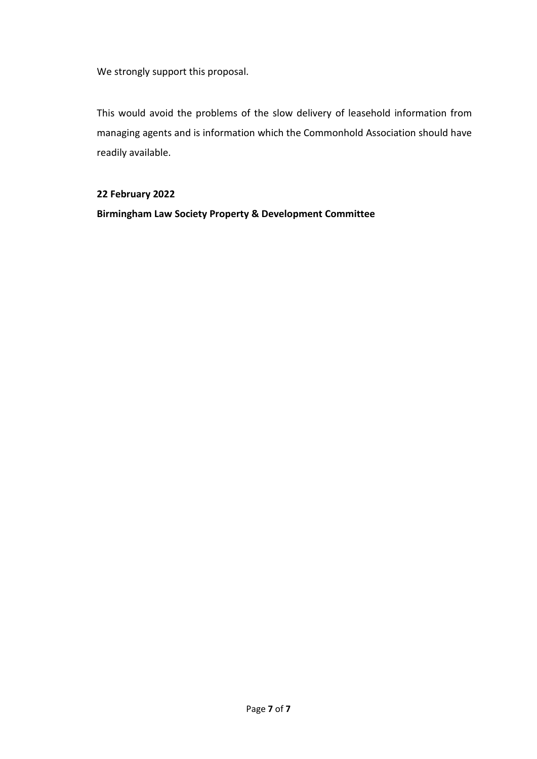We strongly support this proposal.

This would avoid the problems of the slow delivery of leasehold information from managing agents and is information which the Commonhold Association should have readily available.

**22 February 2022**

**Birmingham Law Society Property & Development Committee**